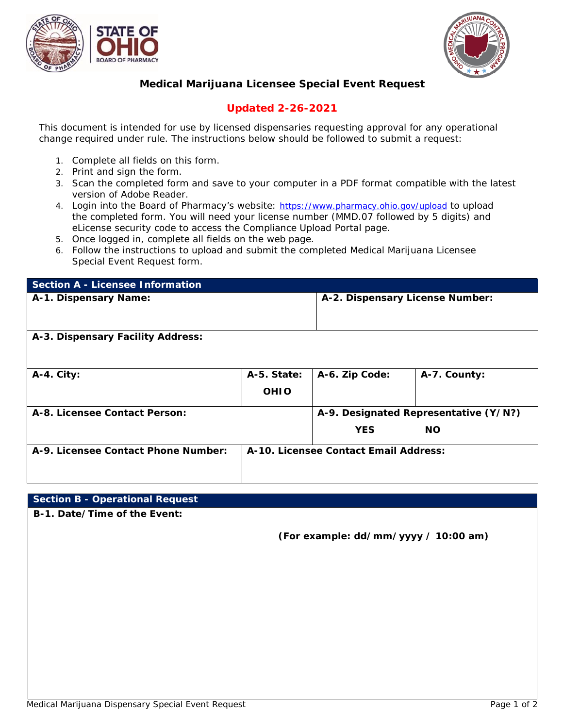# Medical Marijuana Licensee Special Event Request

**Updated 2-26-2021**

This document is intended for use by licensed dispensaries requesting approval for any operational change required under rule. The instructions below should be followed to submit a request:

1. Complete all fields on this form.
2. Print and sign the form.
3. Scan the completed form and save to your computer in a PDF format compatible with the latest version of Adobe Reader.
4. Login into the Board of Pharmacy's website: https://www.pharmacy.ohio.gov/upload to upload the completed form. You will need your license number (MMD.07 followed by 5 digits) and eLicense security code to access the Compliance Upload Portal page.
5. Once logged in, complete all fields on the web page.
6. Follow the instructions to upload and submit the completed Medical Marijuana Licensee Special Event Request form.

| **Section A - Licensee Information** | | | |
|---|---|---|---|
| **A-1. Dispensary Name:** | | **A-2. Dispensary License Number:** | |
| **A-3. Dispensary Facility Address:** | | | |
| **A-4. City:** | **A-5. State:** **OHIO** | **A-6. Zip Code:** | **A-7. County:** |
| **A-8. Licensee Contact Person:** | | **A-9. Designated Representative (Y/N?)** **YES** **NO** | |
| **A-9. Licensee Contact Phone Number:** | **A-10. Licensee Contact Email Address:** | | |

| **Section B - Operational Request** |
|---|
| **B-1. Date/Time of the Event:** **(For example: dd/mm/yyyy / 10:00 am)** |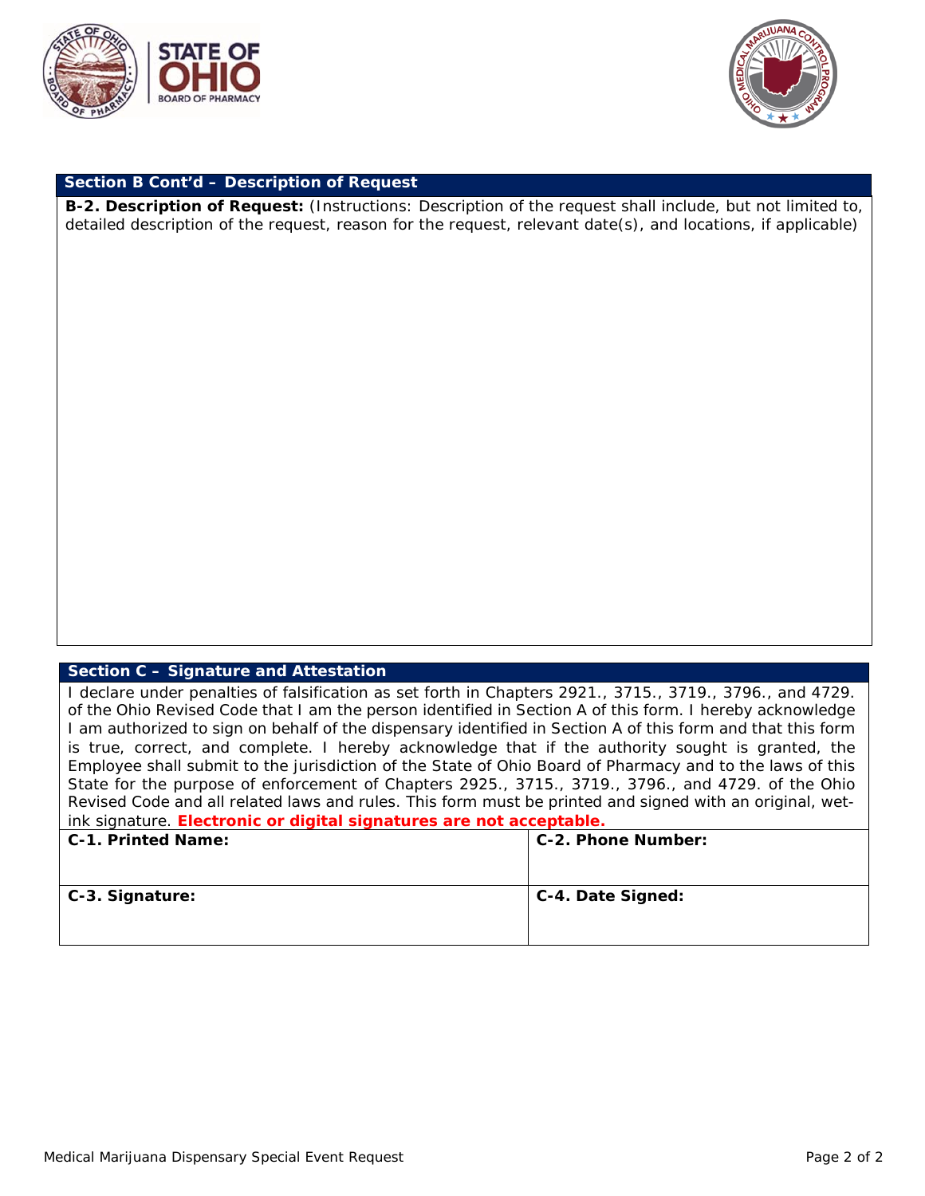## Section B Cont'd – Description of Request

**B-2. Description of Request:** (Instructions: Description of the request shall include, but not limited to, detailed description of the request, reason for the request, relevant date(s), and locations, if applicable)

## Section C – Signature and Attestation

I declare under penalties of falsification as set forth in Chapters 2921., 3715., 3719., 3796., and 4729. of the Ohio Revised Code that I am the person identified in Section A of this form. I hereby acknowledge I am authorized to sign on behalf of the dispensary identified in Section A of this form and that this form is true, correct, and complete. I hereby acknowledge that if the authority sought is granted, the Employee shall submit to the jurisdiction of the State of Ohio Board of Pharmacy and to the laws of this State for the purpose of enforcement of Chapters 2925., 3715., 3719., 3796., and 4729. of the Ohio Revised Code and all related laws and rules. This form must be printed and signed with an original, wet-ink signature. **Electronic or digital signatures are not acceptable.**

| | |
|---|---|
| **C-1. Printed Name:** | **C-2. Phone Number:** |
| **C-3. Signature:** | **C-4. Date Signed:** |